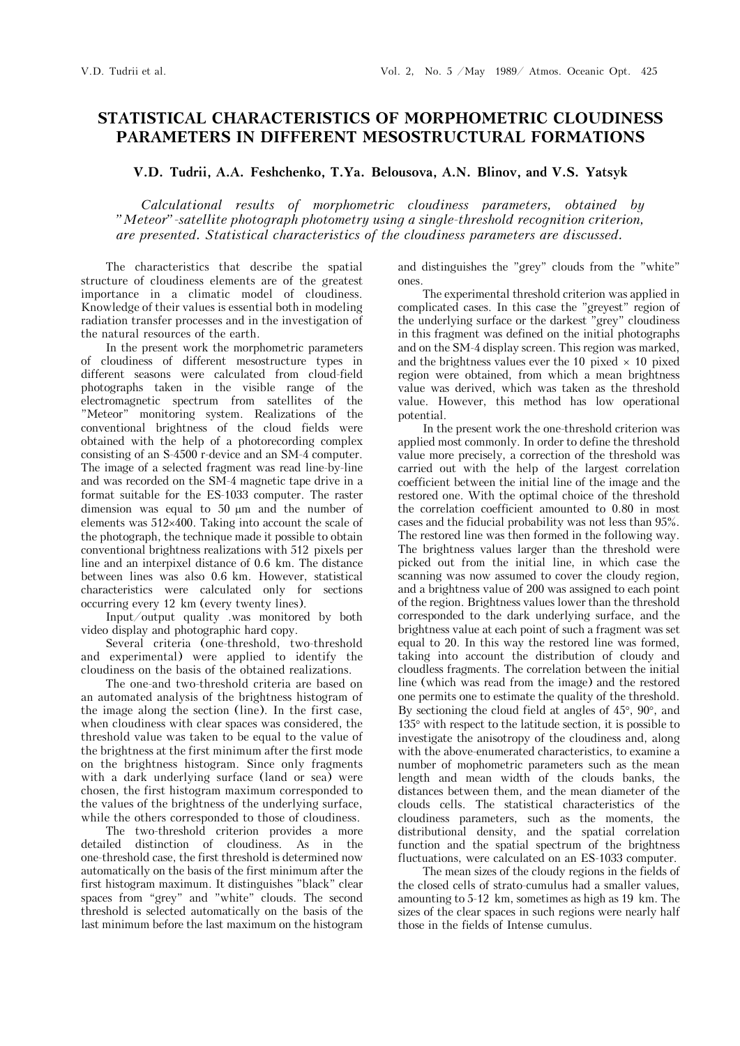# STATISTICAL CHARACTERISTICS OF MORPHOMETRIC CLOUDINESS PARAMETERS IN DIFFERENT MESOSTRUCTURAL FORMATIONS

**V.D. Tudrii, A.A. Feshchenko, T.Ya. Belousova, A.N. Blinov, and V.S. Yatsyk**

*Calculational results of morphometric cloudiness parameters, obtained by "Meteor"-satellite photograph photometry using a single-threshold recognition criterion, are presented. Statistical characteristics of the cloudiness parameters are discussed.*

The characteristics that describe the spatial structure of cloudiness elements are of the greatest importance in a climatic model of cloudiness. Knowledge of their values is essential both in modeling radiation transfer processes and in the investigation of the natural resources of the earth.

In the present work the morphometric parameters of cloudiness of different mesostructure types in different seasons were calculated from cloud-field photographs taken in the visible range of the electromagnetic spectrum from satellites of the "Meteor" monitoring system. Realizations of the conventional brightness of the cloud fields were obtained with the help of a photorecording complex consisting of an S-4500 r-device and an SM-4 computer. The image of a selected fragment was read line-by-line and was recorded on the SM-4 magnetic tape drive in a format suitable for the ES-1033 computer. The raster dimension was equal to 50 μm and the number of elements was 512×400. Taking into account the scale of the photograph, the technique made it possible to obtain conventional brightness realizations with 512 pixels per line and an interpixel distance of 0.6 km. The distance between lines was also 0.6 km. However, statistical characteristics were calculated only for sections occurring every 12 km (every twenty lines).

Input/output quality .was monitored by both video display and photographic hard copy.

Several criteria (one-threshold, two-threshold and experimental) were applied to identify the cloudiness on the basis of the obtained realizations.

The one-and two-threshold criteria are based on an automated analysis of the brightness histogram of the image along the section (line). In the first case, when cloudiness with clear spaces was considered, the threshold value was taken to be equal to the value of the brightness at the first minimum after the first mode on the brightness histogram. Since only fragments with a dark underlying surface (land or sea) were chosen, the first histogram maximum corresponded to the values of the brightness of the underlying surface, while the others corresponded to those of cloudiness.

The two-threshold criterion provides a more detailed distinction of cloudiness. As in the one-threshold case, the first threshold is determined now automatically on the basis of the first minimum after the first histogram maximum. It distinguishes "black" clear spaces from "grey" and "white" clouds. The second threshold is selected automatically on the basis of the last minimum before the last maximum on the histogram and distinguishes the "grey" clouds from the "white" ones.

The experimental threshold criterion was applied in complicated cases. In this case the "greyest" region of the underlying surface or the darkest "grey" cloudiness in this fragment was defined on the initial photographs and on the SM-4 display screen. This region was marked, and the brightness values ever the 10 pixed × 10 pixed region were obtained, from which a mean brightness value was derived, which was taken as the threshold value. However, this method has low operational potential.

In the present work the one-threshold criterion was applied most commonly. In order to define the threshold value more precisely, a correction of the threshold was carried out with the help of the largest correlation coefficient between the initial line of the image and the restored one. With the optimal choice of the threshold the correlation coefficient amounted to 0.80 in most cases and the fiducial probability was not less than 95%. The restored line was then formed in the following way. The brightness values larger than the threshold were picked out from the initial line, in which case the scanning was now assumed to cover the cloudy region, and a brightness value of 200 was assigned to each point of the region. Brightness values lower than the threshold corresponded to the dark underlying surface, and the brightness value at each point of such a fragment was set equal to 20. In this way the restored line was formed, taking into account the distribution of cloudy and cloudless fragments. The correlation between the initial line (which was read from the image) and the restored one permits one to estimate the quality of the threshold. By sectioning the cloud field at angles of 45°, 90°, and 135° with respect to the latitude section, it is possible to investigate the anisotropy of the cloudiness and, along with the above-enumerated characteristics, to examine a number of mophometric parameters such as the mean length and mean width of the clouds banks, the distances between them, and the mean diameter of the clouds cells. The statistical characteristics of the cloudiness parameters, such as the moments, the distributional density, and the spatial correlation function and the spatial spectrum of the brightness fluctuations, were calculated on an ES-1033 computer.

The mean sizes of the cloudy regions in the fields of the closed cells of strato-cumulus had a smaller values, amounting to 5-12 km, sometimes as high as 19 km. The sizes of the clear spaces in such regions were nearly half those in the fields of Intense cumulus.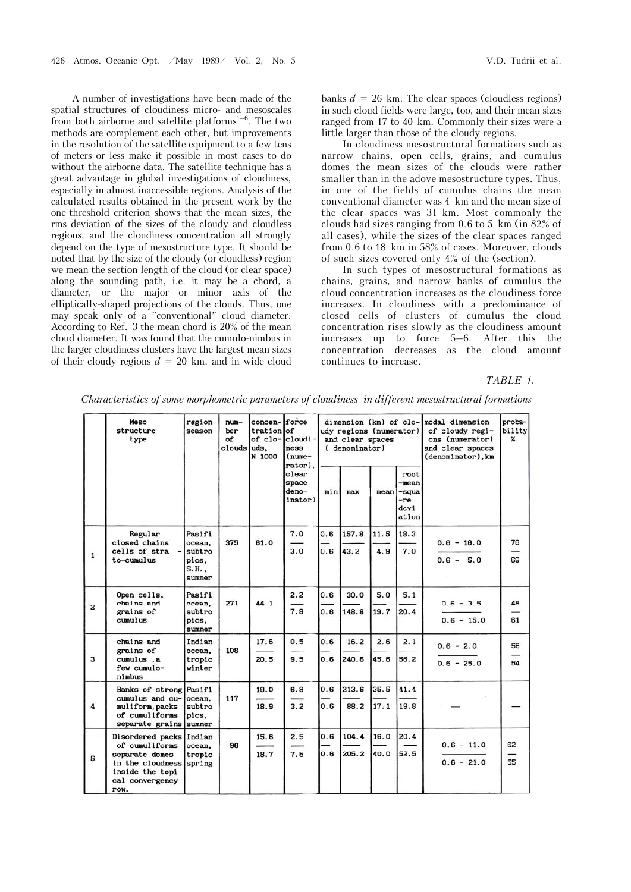A number of investigations have been made of the spatial structures of cloudiness micro- and mesoscales from both airborne and satellite platforms[1–6]. The two methods are complement each other, but improvements in the resolution of the satellite equipment to a few tens of meters or less make it possible in most cases to do without the airborne data. The satellite technique has a great advantage in global investigations of cloudiness, especially in almost inaccessible regions. Analysis of the calculated results obtained in the present work by the one-threshold criterion shows that the mean sizes, the rms deviation of the sizes of the cloudy and cloudless regions, and the cloudiness concentration all strongly depend on the type of mesostructure type. It should be noted that by the size of the cloudy (or cloudless) region we mean the section length of the cloud (or clear space) along the sounding path, i.e. it may be a chord, a diameter, or the major or minor axis of the elliptically-shaped projections of the clouds. Thus, one may speak only of a "conventional" cloud diameter. According to Ref. 3 the mean chord is 20% of the mean cloud diameter. It was found that the cumulo-nimbus in the larger cloudiness clusters have the largest mean sizes of their cloudy regions $d$ = 20 km, and in wide cloud banks $d$ = 26 km. The clear spaces (cloudless regions) in such cloud fields were large, too, and their mean sizes ranged from 17 to 40 km. Commonly their sizes were a little larger than those of the cloudy regions.

In cloudiness mesostructural formations such as narrow chains, open cells, grains, and cumulus domes the mean sizes of the clouds were rather smaller than in the adove mesostructure types. Thus, in one of the fields of cumulus chains the mean conventional diameter was 4 km and the mean size of the clear spaces was 31 km. Most commonly the clouds had sizes ranging from 0.6 to 5 km (in 82% of all cases), while the sizes of the clear spaces ranged from 0.6 to 18 km in 58% of cases. Moreover, clouds of such sizes covered only 4% of the (section).

In such types of mesostructural formations as chains, grains, and narrow banks of cumulus the cloud concentration increases as the cloudiness force increases. In cloudiness with a predominance of closed cells of clusters of cumulus the cloud concentration rises slowly as the cloudiness amount increases up to force 5–6. After this the concentration decreases as the cloud amount continues to increase.

*TABLE 1.*

*Characteristics of some morphometric parameters of cloudiness in different mesostructural formations*

| | Meso structure type | region season | number of clouds | concentration of clouds, N 1000 | force of cloudiness (numerator), clear space (denominator) | dimension (km) of cloudy regions (numerator) and clear spaces (denominator): min | max | mean | root-mean-square deviation | modal dimension of cloudy regions (numerator) and clear spaces (denominator), km | probability % |
|---|---|---|---|---|---|---|---|---|---|---|---|
| 1 | Regular closed chains cells of strato-cumulus | Pasifi ocean, subtropics, S.H., summer | 375 | 61.0 | 7.0 / 3.0 | 0.6 / 0.6 | 157.8 / 43.2 | 11.5 / 4.9 | 18.3 / 7.0 | 0.6 – 16.0 / 0.6 – 5.0 | 76 / 69 |
| 2 | Open cells, chains and grains of cumulus | Pasifi ocean, subtropics, summer | 271 | 44.1 | 2.2 / 7.8 | 0.6 / 0.6 | 30.0 / 148.8 | 5.0 / 19.7 | 5.1 / 20.4 | 0.6 – 3.5 / 0.6 – 15.0 | 48 / 61 |
| 3 | chains and grains of cumulus, a few cumulo-nimbus | Indian ocean, tropic winter | 108 | 17.6 / 20.5 | 0.5 / 9.5 | 0.6 / 0.6 | 16.2 / 240.6 | 2.6 / 45.6 | 2.1 / 56.2 | 0.6 – 2.0 / 0.6 – 25.0 | 56 / 54 |
| 4 | Banks of strong cumulus and cumuliform, packs of cumuliforms separate grains | Pasifi ocean, subtropics, summer | 117 | 19.0 / 18.9 | 6.8 / 3.2 | 0.6 / 0.6 | 213.6 / 88.2 | 35.5 / 17.1 | 41.4 / 19.8 | — | — |
| 5 | Disordered packs of cumuliforms separate domes in the cloudness inside the topical convergency row. | Indian ocean, tropic spring | 96 | 15.6 / 18.7 | 2.5 / 7.5 | 0.6 / 0.6 | 104.4 / 205.2 | 16.0 / 40.0 | 20.4 / 52.5 | 0.6 – 11.0 / 0.6 – 21.0 | 62 / 55 |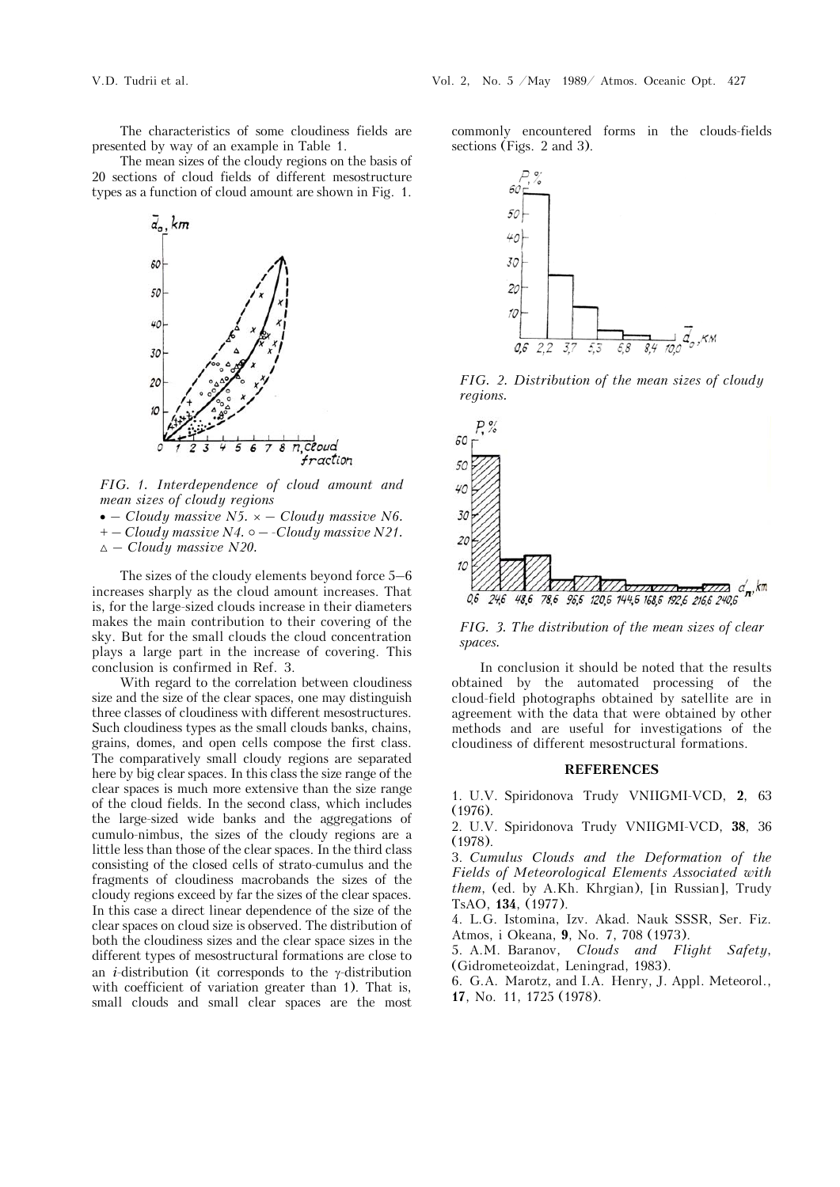The characteristics of some cloudiness fields are presented by way of an example in Table 1.

The mean sizes of the cloudy regions on the basis of 20 sections of cloud fields of different mesostructure types as a function of cloud amount are shown in Fig. 1.

$\bar{d}_o$, km

60
50
40
30
20
10
0 1 2 3 4 5 6 7 8 n, cloud fraction

*FIG. 1. Interdependence of cloud amount and mean sizes of cloudy regions*

*• – Cloudy massive N5. × – Cloudy massive N6.*
*+ – Cloudy massive N4. ○ – -Cloudy massive N21.*
*△ – Cloudy massive N20.*

The sizes of the cloudy elements beyond force 5–6 increases sharply as the cloud amount increases. That is, for the large-sized clouds increase in their diameters makes the main contribution to their covering of the sky. But for the small clouds the cloud concentration plays a large part in the increase of covering. This conclusion is confirmed in Ref. 3.

With regard to the correlation between cloudiness size and the size of the clear spaces, one may distinguish three classes of cloudiness with different mesostructures. Such cloudiness types as the small clouds banks, chains, grains, domes, and open cells compose the first class. The comparatively small cloudy regions are separated here by big clear spaces. In this class the size range of the clear spaces is much more extensive than the size range of the cloud fields. In the second class, which includes the large-sized wide banks and the aggregations of cumulo-nimbus, the sizes of the cloudy regions are a little less than those of the clear spaces. In the third class consisting of the closed cells of strato-cumulus and the fragments of cloudiness macrobands the sizes of the cloudy regions exceed by far the sizes of the clear spaces. In this case a direct linear dependence of the size of the clear spaces on cloud size is observed. The distribution of both the cloudiness sizes and the clear space sizes in the different types of mesostructural formations are close to an *i*-distribution (it corresponds to the γ-distribution with coefficient of variation greater than 1). That is, small clouds and small clear spaces are the most commonly encountered forms in the clouds-fields sections (Figs. 2 and 3).

P, %
60
50
40
30
20
10
0,6 2,2 3,7 5,3 6,8 8,4 10,0 $\bar{d}_o$, км

*FIG. 2. Distribution of the mean sizes of cloudy regions.*

P, %
60
50
40
30
20
10
0,6 24,6 48,6 72,6 96,6 120,6 144,6 168,6 192,6 216,6 240,6 $d_n$, km

*FIG. 3. The distribution of the mean sizes of clear spaces.*

In conclusion it should be noted that the results obtained by the automated processing of the cloud-field photographs obtained by satellite are in agreement with the data that were obtained by other methods and are useful for investigations of the cloudiness of different mesostructural formations.

## REFERENCES

1. U.V. Spiridonova Trudy VNIIGMI-VCD, **2**, 63 (1976).
2. U.V. Spiridonova Trudy VNIIGMI-VCD, **38**, 36 (1978).
3. *Cumulus Clouds and the Deformation of the Fields of Meteorological Elements Associated with them*, (ed. by A.Kh. Khrgian), [in Russian], Trudy TsAO, **134**, (1977).
4. L.G. Istomina, Izv. Akad. Nauk SSSR, Ser. Fiz. Atmos, i Okeana, **9**, No. 7, 708 (1973).
5. A.M. Baranov, *Clouds and Flight Safety*, (Gidrometeoizdat, Leningrad, 1983).
6. G.A. Marotz, and I.A. Henry, J. Appl. Meteorol., **17**, No. 11, 1725 (1978).